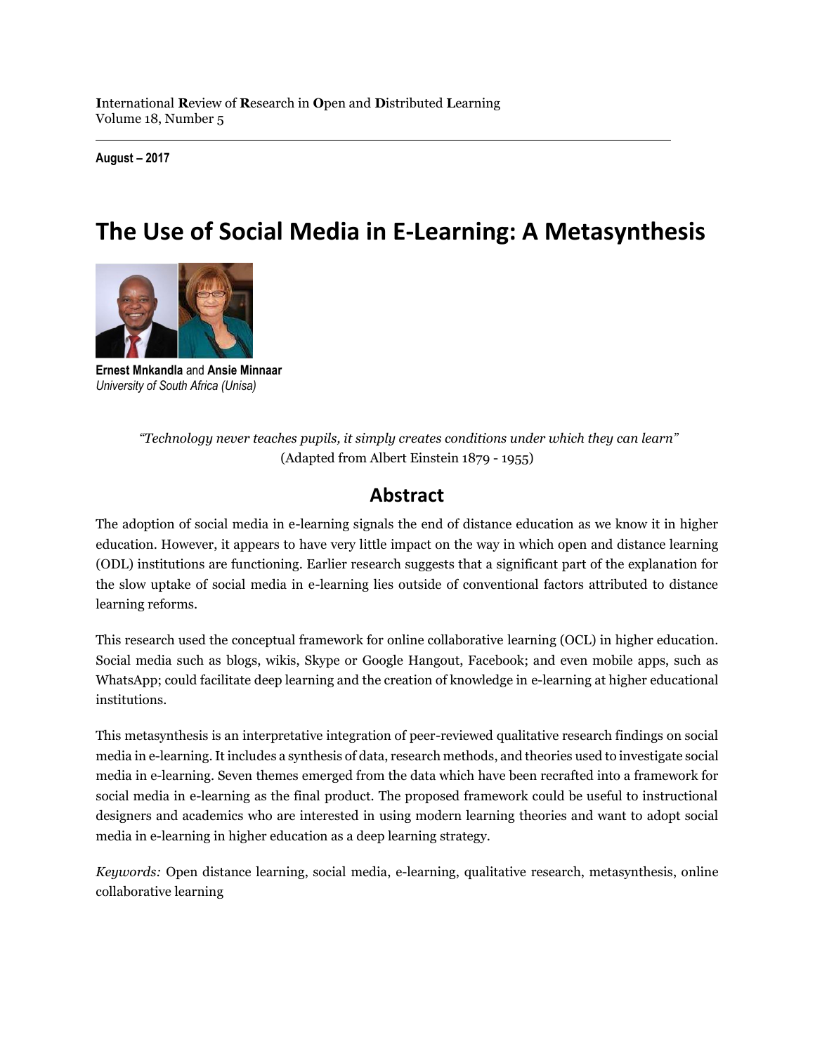**I**nternational **R**eview of **R**esearch in **O**pen and **D**istributed **L**earning
Volume 18, Number 5

**August – 2017**

# The Use of Social Media in E-Learning: A Metasynthesis

**Ernest Mnkandla** and **Ansie Minnaar**
*University of South Africa (Unisa)*

*"Technology never teaches pupils, it simply creates conditions under which they can learn"*
(Adapted from Albert Einstein 1879 - 1955)

## Abstract

The adoption of social media in e-learning signals the end of distance education as we know it in higher education. However, it appears to have very little impact on the way in which open and distance learning (ODL) institutions are functioning. Earlier research suggests that a significant part of the explanation for the slow uptake of social media in e-learning lies outside of conventional factors attributed to distance learning reforms.

This research used the conceptual framework for online collaborative learning (OCL) in higher education. Social media such as blogs, wikis, Skype or Google Hangout, Facebook; and even mobile apps, such as WhatsApp; could facilitate deep learning and the creation of knowledge in e-learning at higher educational institutions.

This metasynthesis is an interpretative integration of peer-reviewed qualitative research findings on social media in e-learning. It includes a synthesis of data, research methods, and theories used to investigate social media in e-learning. Seven themes emerged from the data which have been recrafted into a framework for social media in e-learning as the final product. The proposed framework could be useful to instructional designers and academics who are interested in using modern learning theories and want to adopt social media in e-learning in higher education as a deep learning strategy.

*Keywords:* Open distance learning, social media, e-learning, qualitative research, metasynthesis, online collaborative learning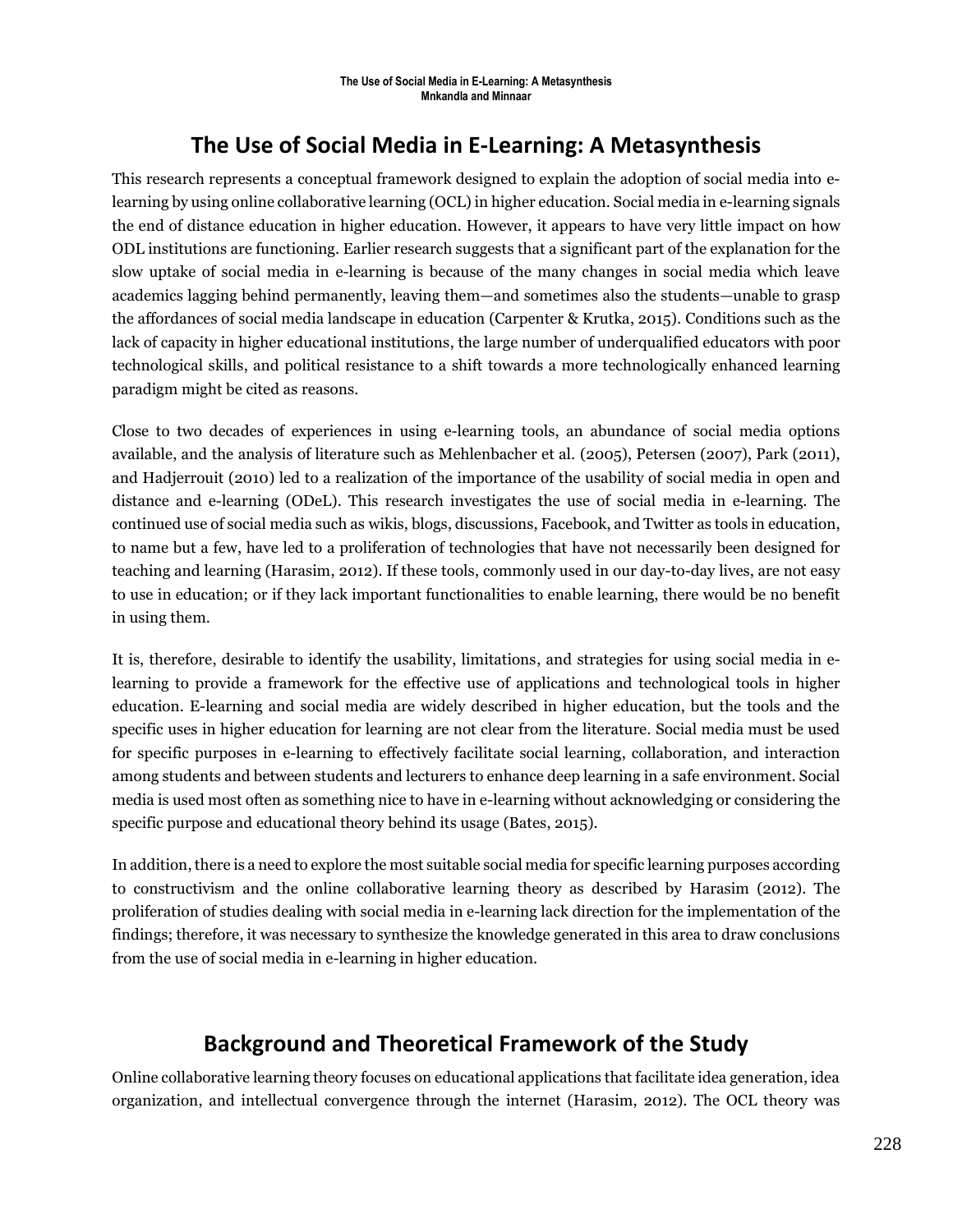# The Use of Social Media in E-Learning: A Metasynthesis

This research represents a conceptual framework designed to explain the adoption of social media into e-learning by using online collaborative learning (OCL) in higher education. Social media in e-learning signals the end of distance education in higher education. However, it appears to have very little impact on how ODL institutions are functioning. Earlier research suggests that a significant part of the explanation for the slow uptake of social media in e-learning is because of the many changes in social media which leave academics lagging behind permanently, leaving them—and sometimes also the students—unable to grasp the affordances of social media landscape in education (Carpenter & Krutka, 2015). Conditions such as the lack of capacity in higher educational institutions, the large number of underqualified educators with poor technological skills, and political resistance to a shift towards a more technologically enhanced learning paradigm might be cited as reasons.

Close to two decades of experiences in using e-learning tools, an abundance of social media options available, and the analysis of literature such as Mehlenbacher et al. (2005), Petersen (2007), Park (2011), and Hadjerrouit (2010) led to a realization of the importance of the usability of social media in open and distance and e-learning (ODeL). This research investigates the use of social media in e-learning. The continued use of social media such as wikis, blogs, discussions, Facebook, and Twitter as tools in education, to name but a few, have led to a proliferation of technologies that have not necessarily been designed for teaching and learning (Harasim, 2012). If these tools, commonly used in our day-to-day lives, are not easy to use in education; or if they lack important functionalities to enable learning, there would be no benefit in using them.

It is, therefore, desirable to identify the usability, limitations, and strategies for using social media in e-learning to provide a framework for the effective use of applications and technological tools in higher education. E-learning and social media are widely described in higher education, but the tools and the specific uses in higher education for learning are not clear from the literature. Social media must be used for specific purposes in e-learning to effectively facilitate social learning, collaboration, and interaction among students and between students and lecturers to enhance deep learning in a safe environment. Social media is used most often as something nice to have in e-learning without acknowledging or considering the specific purpose and educational theory behind its usage (Bates, 2015).

In addition, there is a need to explore the most suitable social media for specific learning purposes according to constructivism and the online collaborative learning theory as described by Harasim (2012). The proliferation of studies dealing with social media in e-learning lack direction for the implementation of the findings; therefore, it was necessary to synthesize the knowledge generated in this area to draw conclusions from the use of social media in e-learning in higher education.

## Background and Theoretical Framework of the Study

Online collaborative learning theory focuses on educational applications that facilitate idea generation, idea organization, and intellectual convergence through the internet (Harasim, 2012). The OCL theory was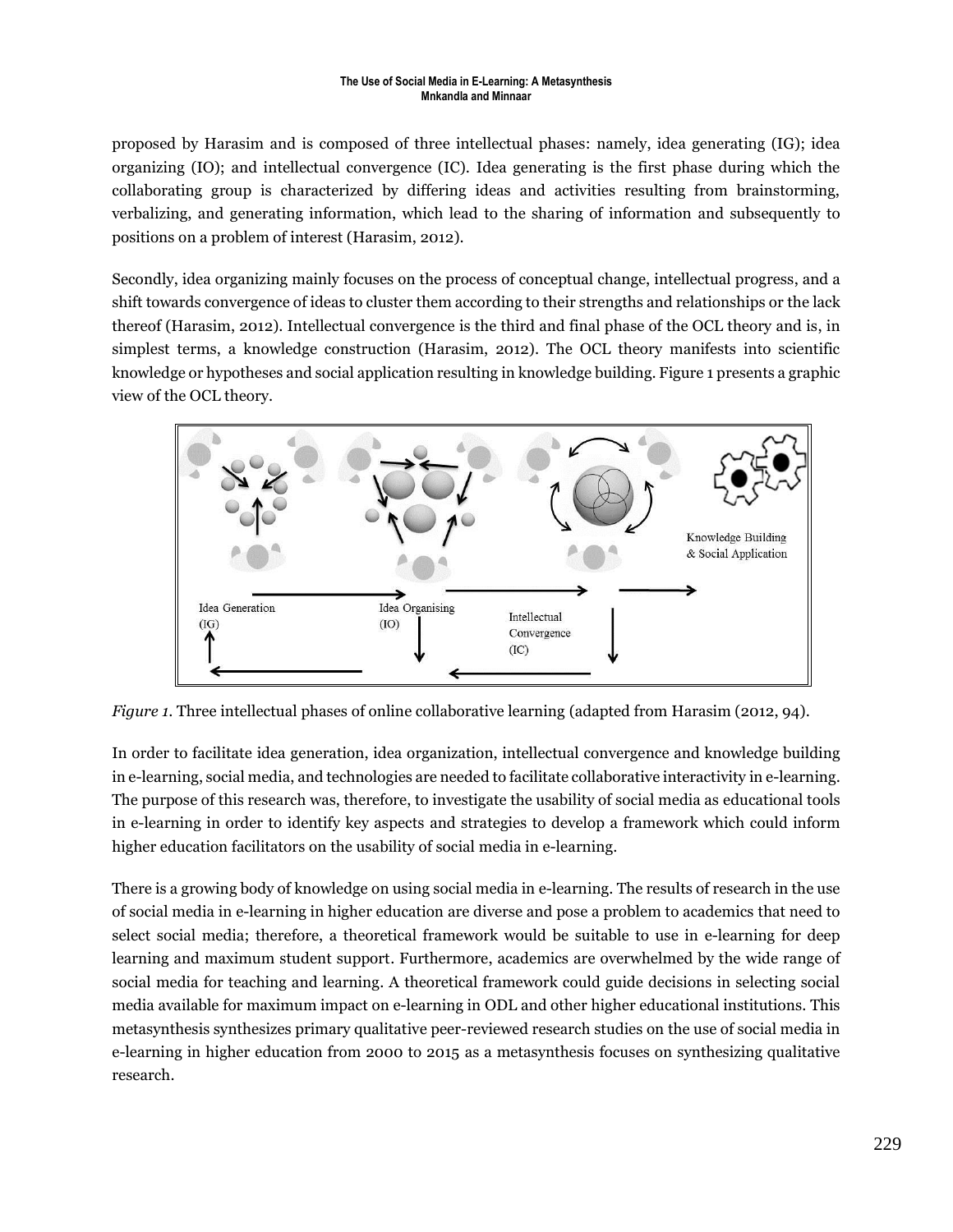proposed by Harasim and is composed of three intellectual phases: namely, idea generating (IG); idea organizing (IO); and intellectual convergence (IC). Idea generating is the first phase during which the collaborating group is characterized by differing ideas and activities resulting from brainstorming, verbalizing, and generating information, which lead to the sharing of information and subsequently to positions on a problem of interest (Harasim, 2012).

Secondly, idea organizing mainly focuses on the process of conceptual change, intellectual progress, and a shift towards convergence of ideas to cluster them according to their strengths and relationships or the lack thereof (Harasim, 2012). Intellectual convergence is the third and final phase of the OCL theory and is, in simplest terms, a knowledge construction (Harasim, 2012). The OCL theory manifests into scientific knowledge or hypotheses and social application resulting in knowledge building. Figure 1 presents a graphic view of the OCL theory.

*Figure 1.* Three intellectual phases of online collaborative learning (adapted from Harasim (2012, 94).

In order to facilitate idea generation, idea organization, intellectual convergence and knowledge building in e-learning, social media, and technologies are needed to facilitate collaborative interactivity in e-learning. The purpose of this research was, therefore, to investigate the usability of social media as educational tools in e-learning in order to identify key aspects and strategies to develop a framework which could inform higher education facilitators on the usability of social media in e-learning.

There is a growing body of knowledge on using social media in e-learning. The results of research in the use of social media in e-learning in higher education are diverse and pose a problem to academics that need to select social media; therefore, a theoretical framework would be suitable to use in e-learning for deep learning and maximum student support. Furthermore, academics are overwhelmed by the wide range of social media for teaching and learning. A theoretical framework could guide decisions in selecting social media available for maximum impact on e-learning in ODL and other higher educational institutions. This metasynthesis synthesizes primary qualitative peer-reviewed research studies on the use of social media in e-learning in higher education from 2000 to 2015 as a metasynthesis focuses on synthesizing qualitative research.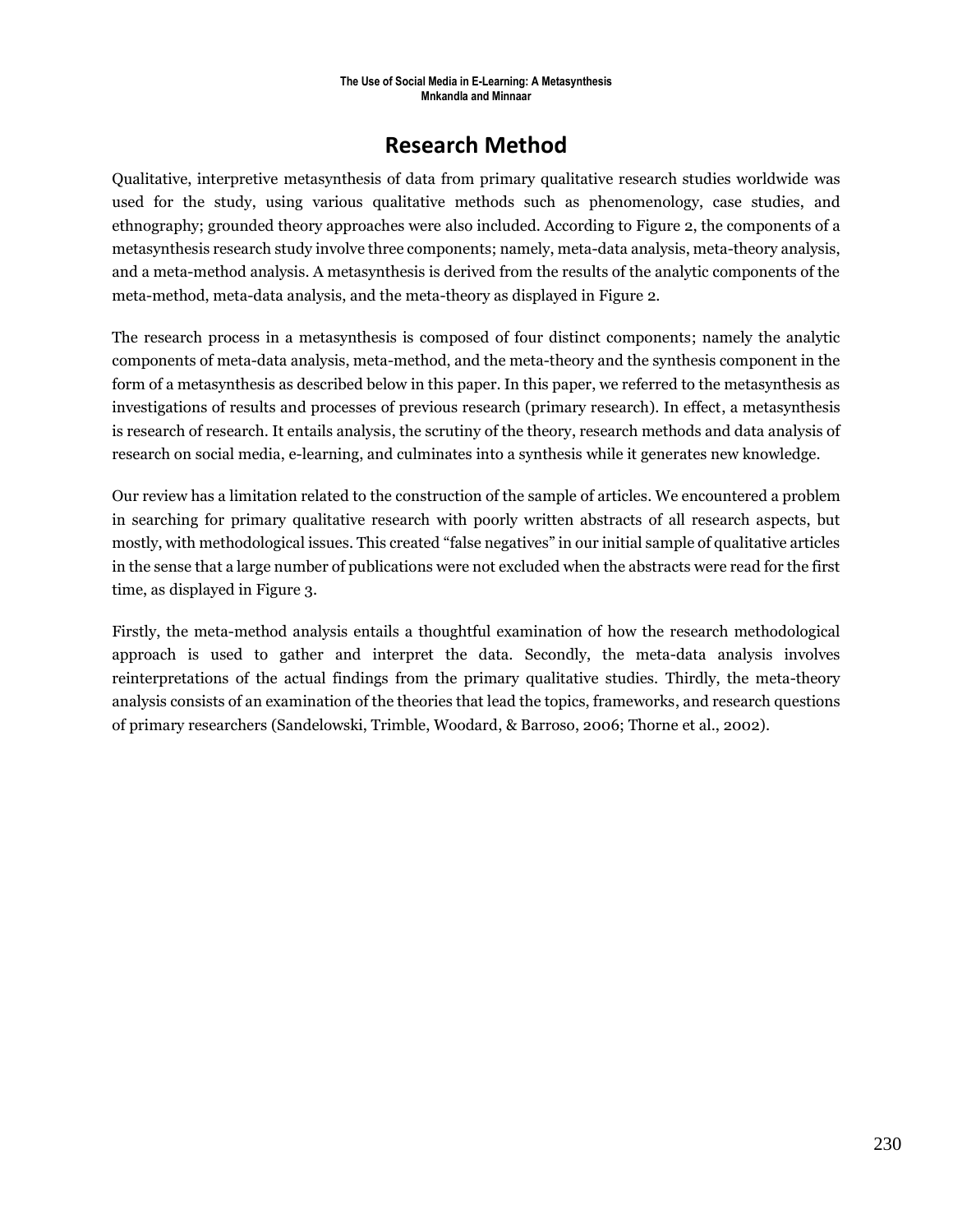## Research Method

Qualitative, interpretive metasynthesis of data from primary qualitative research studies worldwide was used for the study, using various qualitative methods such as phenomenology, case studies, and ethnography; grounded theory approaches were also included. According to Figure 2, the components of a metasynthesis research study involve three components; namely, meta-data analysis, meta-theory analysis, and a meta-method analysis. A metasynthesis is derived from the results of the analytic components of the meta-method, meta-data analysis, and the meta-theory as displayed in Figure 2.

The research process in a metasynthesis is composed of four distinct components; namely the analytic components of meta-data analysis, meta-method, and the meta-theory and the synthesis component in the form of a metasynthesis as described below in this paper. In this paper, we referred to the metasynthesis as investigations of results and processes of previous research (primary research). In effect, a metasynthesis is research of research. It entails analysis, the scrutiny of the theory, research methods and data analysis of research on social media, e-learning, and culminates into a synthesis while it generates new knowledge.

Our review has a limitation related to the construction of the sample of articles. We encountered a problem in searching for primary qualitative research with poorly written abstracts of all research aspects, but mostly, with methodological issues. This created "false negatives" in our initial sample of qualitative articles in the sense that a large number of publications were not excluded when the abstracts were read for the first time, as displayed in Figure 3.

Firstly, the meta-method analysis entails a thoughtful examination of how the research methodological approach is used to gather and interpret the data. Secondly, the meta-data analysis involves reinterpretations of the actual findings from the primary qualitative studies. Thirdly, the meta-theory analysis consists of an examination of the theories that lead the topics, frameworks, and research questions of primary researchers (Sandelowski, Trimble, Woodard, & Barroso, 2006; Thorne et al., 2002).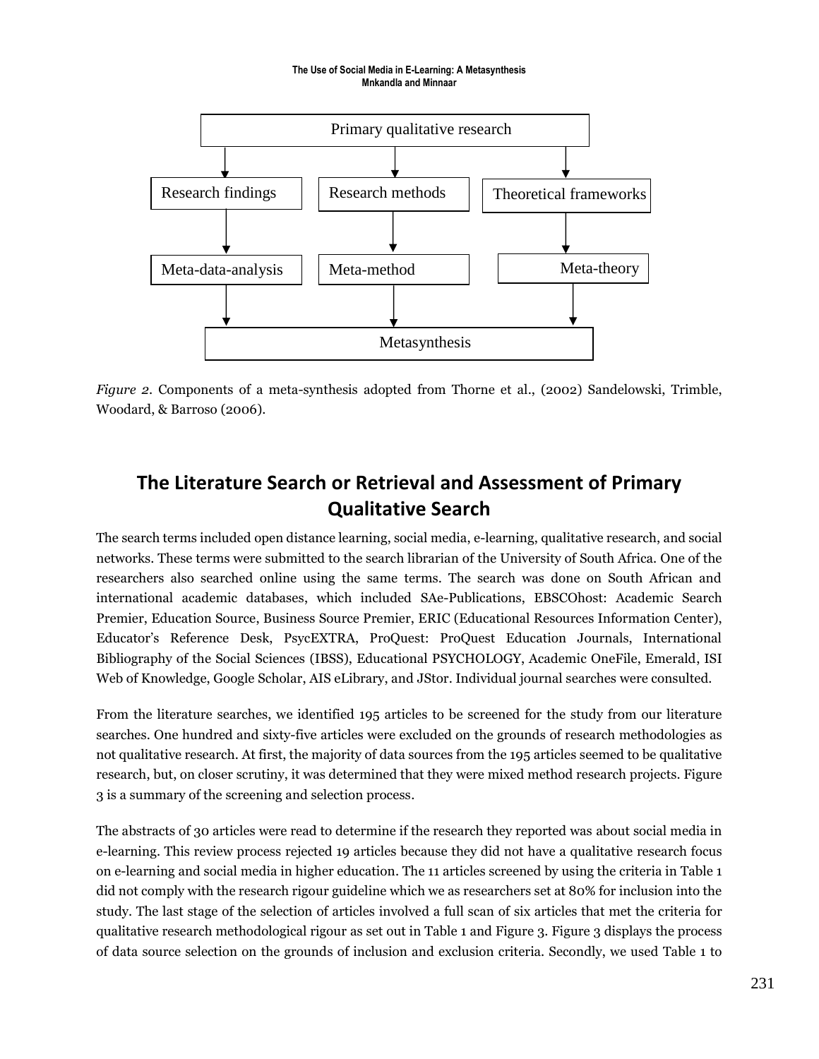Primary qualitative research

Research findings | Research methods | Theoretical frameworks

Meta-data-analysis | Meta-method | Meta-theory

Metasynthesis

*Figure 2*. Components of a meta-synthesis adopted from Thorne et al., (2002) Sandelowski, Trimble, Woodard, & Barroso (2006).

## The Literature Search or Retrieval and Assessment of Primary Qualitative Search

The search terms included open distance learning, social media, e-learning, qualitative research, and social networks. These terms were submitted to the search librarian of the University of South Africa. One of the researchers also searched online using the same terms. The search was done on South African and international academic databases, which included SAe-Publications, EBSCOhost: Academic Search Premier, Education Source, Business Source Premier, ERIC (Educational Resources Information Center), Educator's Reference Desk, PsycEXTRA, ProQuest: ProQuest Education Journals, International Bibliography of the Social Sciences (IBSS), Educational PSYCHOLOGY, Academic OneFile, Emerald, ISI Web of Knowledge, Google Scholar, AIS eLibrary, and JStor. Individual journal searches were consulted.

From the literature searches, we identified 195 articles to be screened for the study from our literature searches. One hundred and sixty-five articles were excluded on the grounds of research methodologies as not qualitative research. At first, the majority of data sources from the 195 articles seemed to be qualitative research, but, on closer scrutiny, it was determined that they were mixed method research projects. Figure 3 is a summary of the screening and selection process.

The abstracts of 30 articles were read to determine if the research they reported was about social media in e-learning. This review process rejected 19 articles because they did not have a qualitative research focus on e-learning and social media in higher education. The 11 articles screened by using the criteria in Table 1 did not comply with the research rigour guideline which we as researchers set at 80% for inclusion into the study. The last stage of the selection of articles involved a full scan of six articles that met the criteria for qualitative research methodological rigour as set out in Table 1 and Figure 3. Figure 3 displays the process of data source selection on the grounds of inclusion and exclusion criteria. Secondly, we used Table 1 to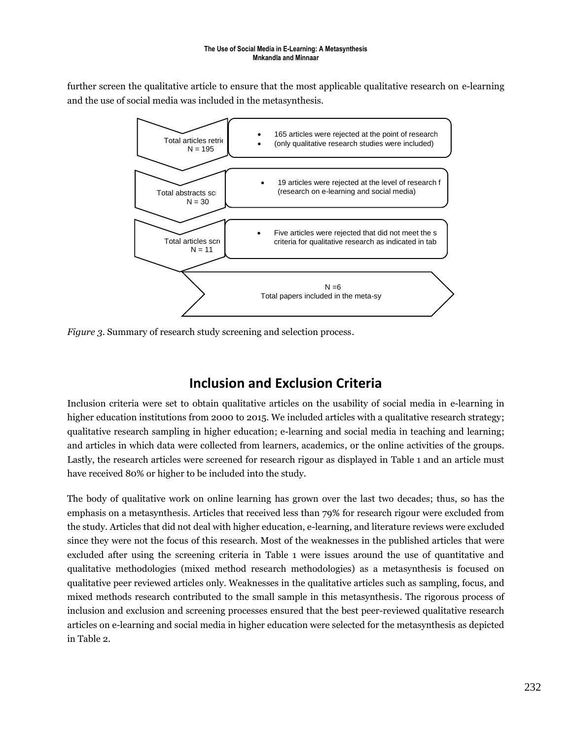further screen the qualitative article to ensure that the most applicable qualitative research on e-learning and the use of social media was included in the metasynthesis.

Total articles retrie
N = 195

- 165 articles were rejected at the point of research
- (only qualitative research studies were included)

Total abstracts sc
N = 30

- 19 articles were rejected at the level of research f (research on e-learning and social media)

Total articles scre
N = 11

- Five articles were rejected that did not meet the s criteria for qualitative research as indicated in tab

N =6
Total papers included in the meta-sy

*Figure 3.* Summary of research study screening and selection process.

## Inclusion and Exclusion Criteria

Inclusion criteria were set to obtain qualitative articles on the usability of social media in e-learning in higher education institutions from 2000 to 2015. We included articles with a qualitative research strategy; qualitative research sampling in higher education; e-learning and social media in teaching and learning; and articles in which data were collected from learners, academics, or the online activities of the groups. Lastly, the research articles were screened for research rigour as displayed in Table 1 and an article must have received 80% or higher to be included into the study.

The body of qualitative work on online learning has grown over the last two decades; thus, so has the emphasis on a metasynthesis. Articles that received less than 79% for research rigour were excluded from the study. Articles that did not deal with higher education, e-learning, and literature reviews were excluded since they were not the focus of this research. Most of the weaknesses in the published articles that were excluded after using the screening criteria in Table 1 were issues around the use of quantitative and qualitative methodologies (mixed method research methodologies) as a metasynthesis is focused on qualitative peer reviewed articles only. Weaknesses in the qualitative articles such as sampling, focus, and mixed methods research contributed to the small sample in this metasynthesis. The rigorous process of inclusion and exclusion and screening processes ensured that the best peer-reviewed qualitative research articles on e-learning and social media in higher education were selected for the metasynthesis as depicted in Table 2.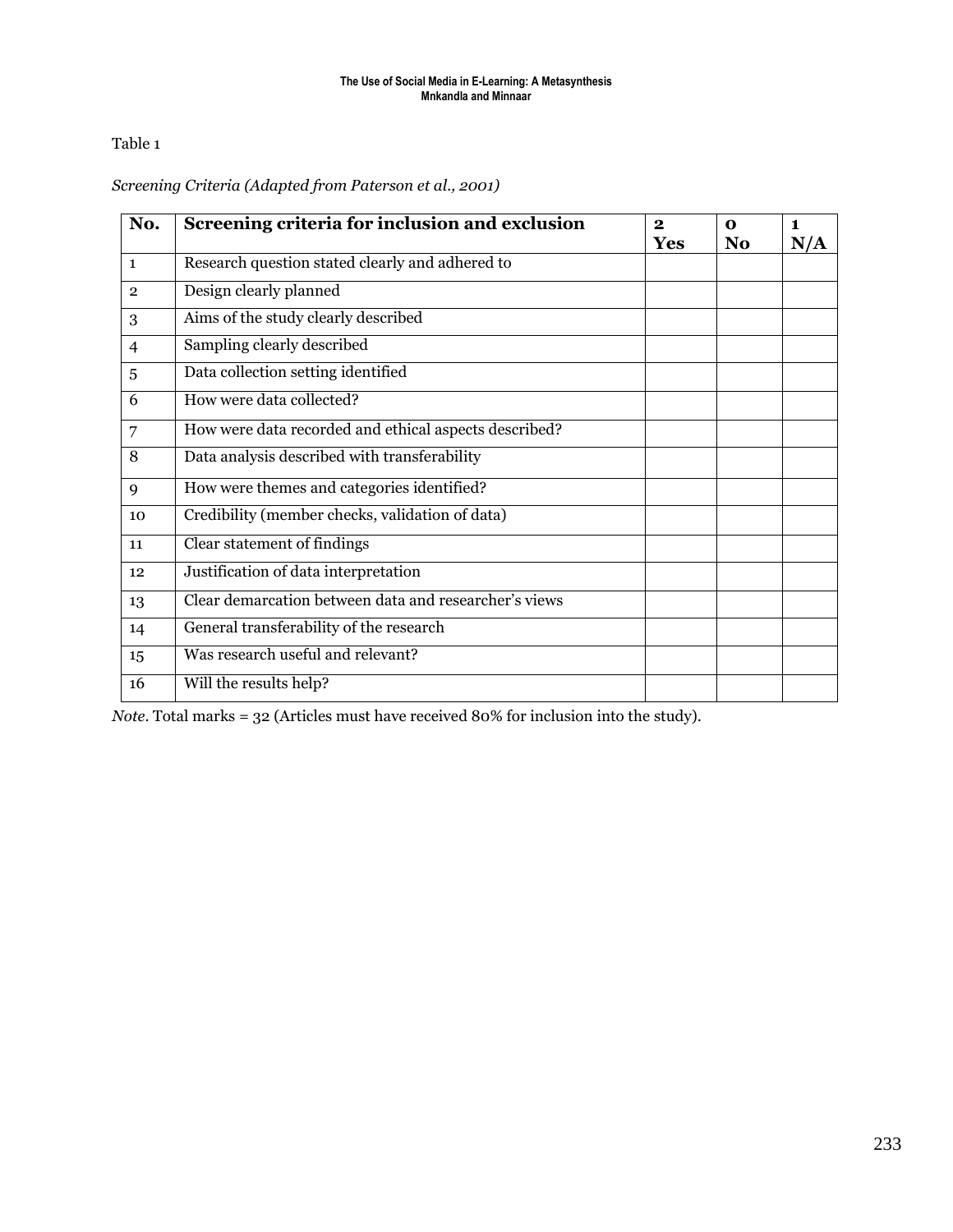Table 1

*Screening Criteria (Adapted from Paterson et al., 2001)*

| No. | Screening criteria for inclusion and exclusion | 2 Yes | 0 No | 1 N/A |
|---|---|---|---|---|
| 1 | Research question stated clearly and adhered to | | | |
| 2 | Design clearly planned | | | |
| 3 | Aims of the study clearly described | | | |
| 4 | Sampling clearly described | | | |
| 5 | Data collection setting identified | | | |
| 6 | How were data collected? | | | |
| 7 | How were data recorded and ethical aspects described? | | | |
| 8 | Data analysis described with transferability | | | |
| 9 | How were themes and categories identified? | | | |
| 10 | Credibility (member checks, validation of data) | | | |
| 11 | Clear statement of findings | | | |
| 12 | Justification of data interpretation | | | |
| 13 | Clear demarcation between data and researcher's views | | | |
| 14 | General transferability of the research | | | |
| 15 | Was research useful and relevant? | | | |
| 16 | Will the results help? | | | |

*Note*. Total marks = 32 (Articles must have received 80% for inclusion into the study).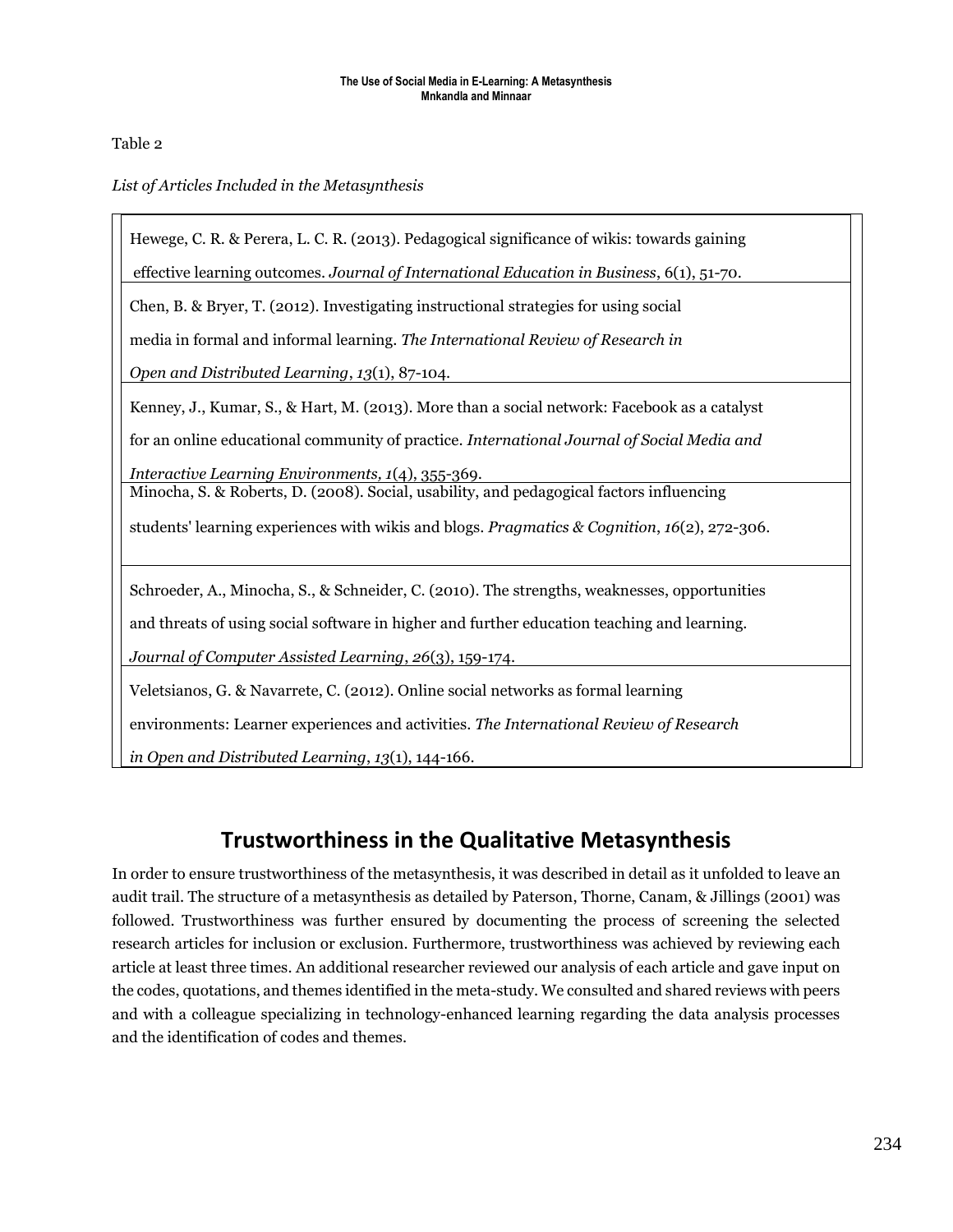Table 2

*List of Articles Included in the Metasynthesis*

| |
|---|
| Hewege, C. R. & Perera, L. C. R. (2013). Pedagogical significance of wikis: towards gaining effective learning outcomes. *Journal of International Education in Business*, 6(1), 51-70. |
| Chen, B. & Bryer, T. (2012). Investigating instructional strategies for using social media in formal and informal learning. *The International Review of Research in Open and Distributed Learning*, *13*(1), 87-104. |
| Kenney, J., Kumar, S., & Hart, M. (2013). More than a social network: Facebook as a catalyst for an online educational community of practice. *International Journal of Social Media and Interactive Learning Environments, 1*(4), 355-369. |
| Minocha, S. & Roberts, D. (2008). Social, usability, and pedagogical factors influencing students' learning experiences with wikis and blogs. *Pragmatics & Cognition*, *16*(2), 272-306. |
| Schroeder, A., Minocha, S., & Schneider, C. (2010). The strengths, weaknesses, opportunities and threats of using social software in higher and further education teaching and learning. *Journal of Computer Assisted Learning*, *26*(3), 159-174. |
| Veletsianos, G. & Navarrete, C. (2012). Online social networks as formal learning environments: Learner experiences and activities. *The International Review of Research in Open and Distributed Learning*, *13*(1), 144-166. |

## Trustworthiness in the Qualitative Metasynthesis

In order to ensure trustworthiness of the metasynthesis, it was described in detail as it unfolded to leave an audit trail. The structure of a metasynthesis as detailed by Paterson, Thorne, Canam, & Jillings (2001) was followed. Trustworthiness was further ensured by documenting the process of screening the selected research articles for inclusion or exclusion. Furthermore, trustworthiness was achieved by reviewing each article at least three times. An additional researcher reviewed our analysis of each article and gave input on the codes, quotations, and themes identified in the meta-study. We consulted and shared reviews with peers and with a colleague specializing in technology-enhanced learning regarding the data analysis processes and the identification of codes and themes.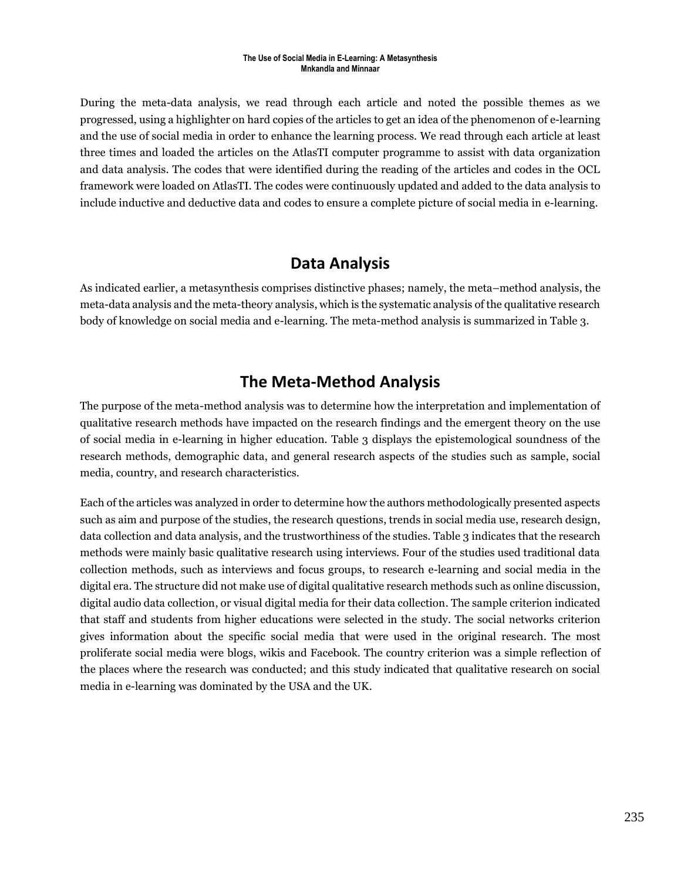During the meta-data analysis, we read through each article and noted the possible themes as we progressed, using a highlighter on hard copies of the articles to get an idea of the phenomenon of e-learning and the use of social media in order to enhance the learning process. We read through each article at least three times and loaded the articles on the AtlasTI computer programme to assist with data organization and data analysis. The codes that were identified during the reading of the articles and codes in the OCL framework were loaded on AtlasTI. The codes were continuously updated and added to the data analysis to include inductive and deductive data and codes to ensure a complete picture of social media in e-learning.

## Data Analysis

As indicated earlier, a metasynthesis comprises distinctive phases; namely, the meta–method analysis, the meta-data analysis and the meta-theory analysis, which is the systematic analysis of the qualitative research body of knowledge on social media and e-learning. The meta-method analysis is summarized in Table 3.

## The Meta-Method Analysis

The purpose of the meta-method analysis was to determine how the interpretation and implementation of qualitative research methods have impacted on the research findings and the emergent theory on the use of social media in e-learning in higher education. Table 3 displays the epistemological soundness of the research methods, demographic data, and general research aspects of the studies such as sample, social media, country, and research characteristics.

Each of the articles was analyzed in order to determine how the authors methodologically presented aspects such as aim and purpose of the studies, the research questions, trends in social media use, research design, data collection and data analysis, and the trustworthiness of the studies. Table 3 indicates that the research methods were mainly basic qualitative research using interviews. Four of the studies used traditional data collection methods, such as interviews and focus groups, to research e-learning and social media in the digital era. The structure did not make use of digital qualitative research methods such as online discussion, digital audio data collection, or visual digital media for their data collection. The sample criterion indicated that staff and students from higher educations were selected in the study. The social networks criterion gives information about the specific social media that were used in the original research. The most proliferate social media were blogs, wikis and Facebook. The country criterion was a simple reflection of the places where the research was conducted; and this study indicated that qualitative research on social media in e-learning was dominated by the USA and the UK.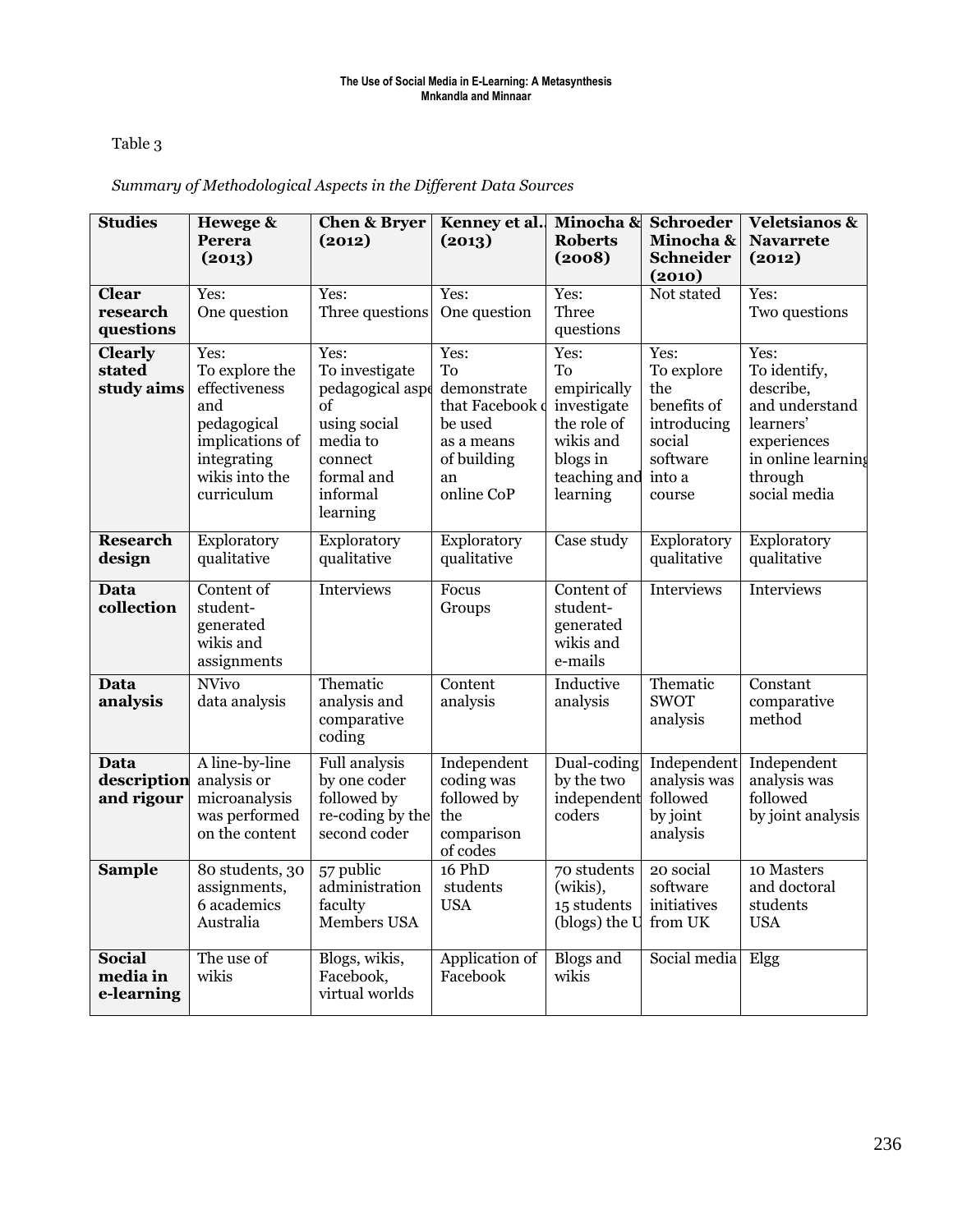Table 3

*Summary of Methodological Aspects in the Different Data Sources*

| Studies | Hewege & Perera (2013) | Chen & Bryer (2012) | Kenney et al. (2013) | Minocha & Roberts (2008) | Schroeder Minocha & Schneider (2010) | Veletsianos & Navarrete (2012) |
|---|---|---|---|---|---|---|
| **Clear research questions** | Yes: One question | Yes: Three questions | Yes: One question | Yes: Three questions | Not stated | Yes: Two questions |
| **Clearly stated study aims** | Yes: To explore the effectiveness and pedagogical implications of integrating wikis into the curriculum | Yes: To investigate pedagogical aspe of using social media to connect formal and informal learning | Yes: To demonstrate that Facebook c be used as a means of building an online CoP | Yes: To empirically investigate the role of wikis and blogs in teaching and learning | Yes: To explore the benefits of introducing social software into a course | Yes: To identify, describe, and understand learners' experiences in online learning through social media |
| **Research design** | Exploratory qualitative | Exploratory qualitative | Exploratory qualitative | Case study | Exploratory qualitative | Exploratory qualitative |
| **Data collection** | Content of student-generated wikis and assignments | Interviews | Focus Groups | Content of student-generated wikis and e-mails | Interviews | Interviews |
| **Data analysis** | NVivo data analysis | Thematic analysis and comparative coding | Content analysis | Inductive analysis | Thematic SWOT analysis | Constant comparative method |
| **Data description and rigour** | A line-by-line analysis or microanalysis was performed on the content | Full analysis by one coder followed by re-coding by the second coder | Independent coding was followed by the comparison of codes | Dual-coding by the two independent coders | Independent analysis was followed by joint analysis | Independent analysis was followed by joint analysis |
| **Sample** | 80 students, 30 assignments, 6 academics Australia | 57 public administration faculty Members USA | 16 PhD students USA | 70 students (wikis), 15 students (blogs) the U | 20 social software initiatives from UK | 10 Masters and doctoral students USA |
| **Social media in e-learning** | The use of wikis | Blogs, wikis, Facebook, virtual worlds | Application of Facebook | Blogs and wikis | Social media | Elgg |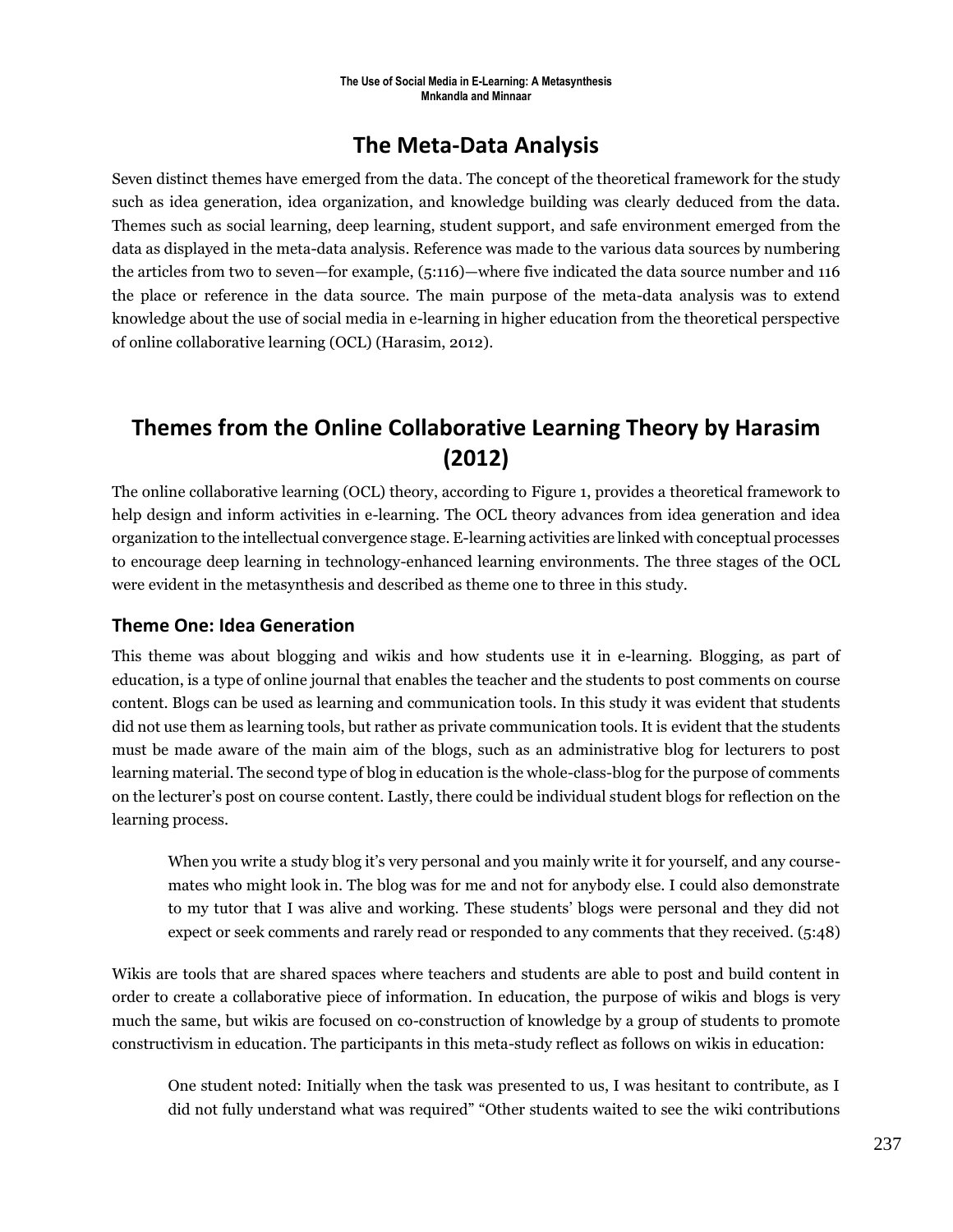## The Meta-Data Analysis

Seven distinct themes have emerged from the data. The concept of the theoretical framework for the study such as idea generation, idea organization, and knowledge building was clearly deduced from the data. Themes such as social learning, deep learning, student support, and safe environment emerged from the data as displayed in the meta-data analysis. Reference was made to the various data sources by numbering the articles from two to seven—for example, (5:116)—where five indicated the data source number and 116 the place or reference in the data source. The main purpose of the meta-data analysis was to extend knowledge about the use of social media in e-learning in higher education from the theoretical perspective of online collaborative learning (OCL) (Harasim, 2012).

## Themes from the Online Collaborative Learning Theory by Harasim (2012)

The online collaborative learning (OCL) theory, according to Figure 1, provides a theoretical framework to help design and inform activities in e-learning. The OCL theory advances from idea generation and idea organization to the intellectual convergence stage. E-learning activities are linked with conceptual processes to encourage deep learning in technology-enhanced learning environments. The three stages of the OCL were evident in the metasynthesis and described as theme one to three in this study.

### Theme One: Idea Generation

This theme was about blogging and wikis and how students use it in e-learning. Blogging, as part of education, is a type of online journal that enables the teacher and the students to post comments on course content. Blogs can be used as learning and communication tools. In this study it was evident that students did not use them as learning tools, but rather as private communication tools. It is evident that the students must be made aware of the main aim of the blogs, such as an administrative blog for lecturers to post learning material. The second type of blog in education is the whole-class-blog for the purpose of comments on the lecturer's post on course content. Lastly, there could be individual student blogs for reflection on the learning process.

> When you write a study blog it's very personal and you mainly write it for yourself, and any course-mates who might look in. The blog was for me and not for anybody else. I could also demonstrate to my tutor that I was alive and working. These students' blogs were personal and they did not expect or seek comments and rarely read or responded to any comments that they received. (5:48)

Wikis are tools that are shared spaces where teachers and students are able to post and build content in order to create a collaborative piece of information. In education, the purpose of wikis and blogs is very much the same, but wikis are focused on co-construction of knowledge by a group of students to promote constructivism in education. The participants in this meta-study reflect as follows on wikis in education:

> One student noted: Initially when the task was presented to us, I was hesitant to contribute, as I did not fully understand what was required" "Other students waited to see the wiki contributions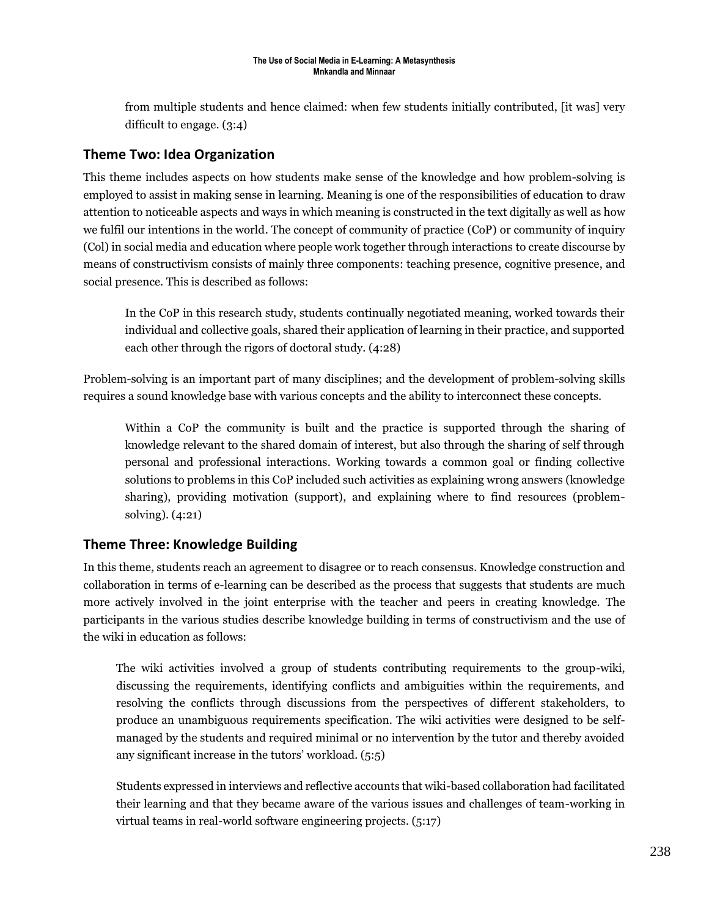from multiple students and hence claimed: when few students initially contributed, [it was] very difficult to engage. (3:4)

## Theme Two: Idea Organization

This theme includes aspects on how students make sense of the knowledge and how problem-solving is employed to assist in making sense in learning. Meaning is one of the responsibilities of education to draw attention to noticeable aspects and ways in which meaning is constructed in the text digitally as well as how we fulfil our intentions in the world. The concept of community of practice (CoP) or community of inquiry (CoI) in social media and education where people work together through interactions to create discourse by means of constructivism consists of mainly three components: teaching presence, cognitive presence, and social presence. This is described as follows:

> In the CoP in this research study, students continually negotiated meaning, worked towards their individual and collective goals, shared their application of learning in their practice, and supported each other through the rigors of doctoral study. (4:28)

Problem-solving is an important part of many disciplines; and the development of problem-solving skills requires a sound knowledge base with various concepts and the ability to interconnect these concepts.

> Within a CoP the community is built and the practice is supported through the sharing of knowledge relevant to the shared domain of interest, but also through the sharing of self through personal and professional interactions. Working towards a common goal or finding collective solutions to problems in this CoP included such activities as explaining wrong answers (knowledge sharing), providing motivation (support), and explaining where to find resources (problem-solving). (4:21)

## Theme Three: Knowledge Building

In this theme, students reach an agreement to disagree or to reach consensus. Knowledge construction and collaboration in terms of e-learning can be described as the process that suggests that students are much more actively involved in the joint enterprise with the teacher and peers in creating knowledge. The participants in the various studies describe knowledge building in terms of constructivism and the use of the wiki in education as follows:

> The wiki activities involved a group of students contributing requirements to the group-wiki, discussing the requirements, identifying conflicts and ambiguities within the requirements, and resolving the conflicts through discussions from the perspectives of different stakeholders, to produce an unambiguous requirements specification. The wiki activities were designed to be self-managed by the students and required minimal or no intervention by the tutor and thereby avoided any significant increase in the tutors' workload. (5:5)

> Students expressed in interviews and reflective accounts that wiki-based collaboration had facilitated their learning and that they became aware of the various issues and challenges of team-working in virtual teams in real-world software engineering projects. (5:17)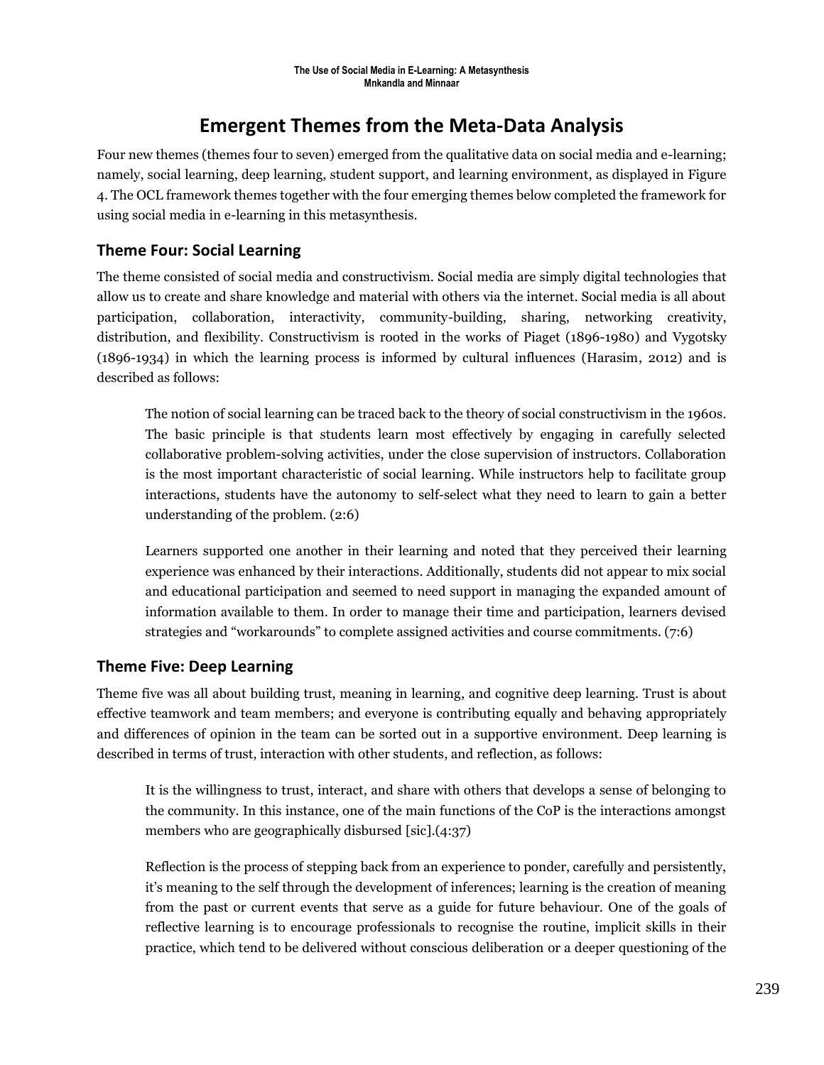# Emergent Themes from the Meta-Data Analysis

Four new themes (themes four to seven) emerged from the qualitative data on social media and e-learning; namely, social learning, deep learning, student support, and learning environment, as displayed in Figure 4. The OCL framework themes together with the four emerging themes below completed the framework for using social media in e-learning in this metasynthesis.

## Theme Four: Social Learning

The theme consisted of social media and constructivism. Social media are simply digital technologies that allow us to create and share knowledge and material with others via the internet. Social media is all about participation, collaboration, interactivity, community-building, sharing, networking creativity, distribution, and flexibility. Constructivism is rooted in the works of Piaget (1896-1980) and Vygotsky (1896-1934) in which the learning process is informed by cultural influences (Harasim, 2012) and is described as follows:

> The notion of social learning can be traced back to the theory of social constructivism in the 1960s. The basic principle is that students learn most effectively by engaging in carefully selected collaborative problem-solving activities, under the close supervision of instructors. Collaboration is the most important characteristic of social learning. While instructors help to facilitate group interactions, students have the autonomy to self-select what they need to learn to gain a better understanding of the problem. (2:6)

> Learners supported one another in their learning and noted that they perceived their learning experience was enhanced by their interactions. Additionally, students did not appear to mix social and educational participation and seemed to need support in managing the expanded amount of information available to them. In order to manage their time and participation, learners devised strategies and "workarounds" to complete assigned activities and course commitments. (7:6)

## Theme Five: Deep Learning

Theme five was all about building trust, meaning in learning, and cognitive deep learning. Trust is about effective teamwork and team members; and everyone is contributing equally and behaving appropriately and differences of opinion in the team can be sorted out in a supportive environment. Deep learning is described in terms of trust, interaction with other students, and reflection, as follows:

> It is the willingness to trust, interact, and share with others that develops a sense of belonging to the community. In this instance, one of the main functions of the CoP is the interactions amongst members who are geographically disbursed [sic].(4:37)

> Reflection is the process of stepping back from an experience to ponder, carefully and persistently, it's meaning to the self through the development of inferences; learning is the creation of meaning from the past or current events that serve as a guide for future behaviour. One of the goals of reflective learning is to encourage professionals to recognise the routine, implicit skills in their practice, which tend to be delivered without conscious deliberation or a deeper questioning of the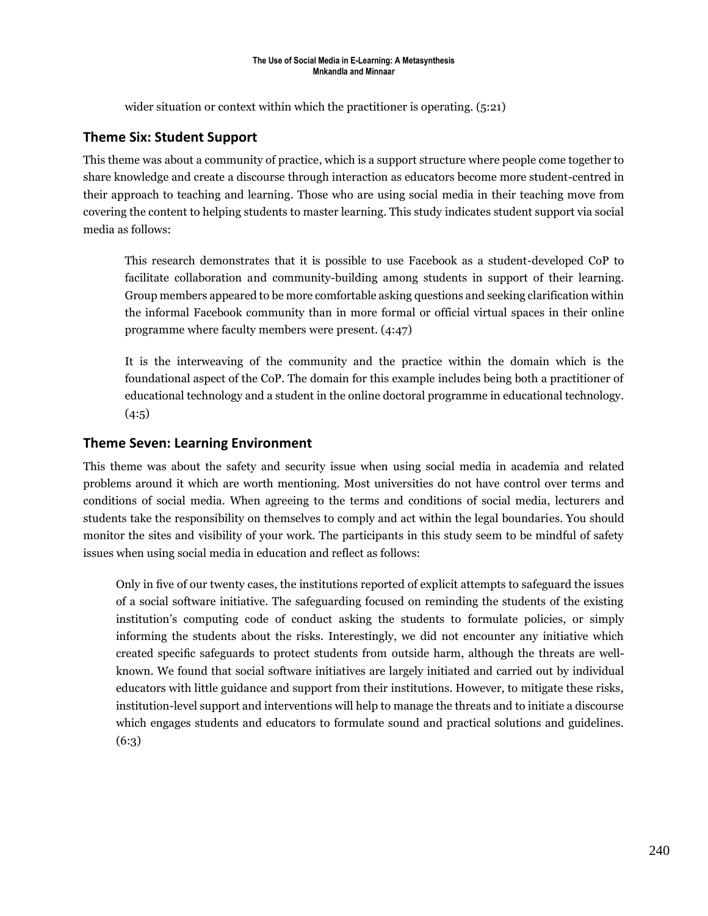> wider situation or context within which the practitioner is operating. (5:21)

## Theme Six: Student Support

This theme was about a community of practice, which is a support structure where people come together to share knowledge and create a discourse through interaction as educators become more student-centred in their approach to teaching and learning. Those who are using social media in their teaching move from covering the content to helping students to master learning. This study indicates student support via social media as follows:

> This research demonstrates that it is possible to use Facebook as a student-developed CoP to facilitate collaboration and community-building among students in support of their learning. Group members appeared to be more comfortable asking questions and seeking clarification within the informal Facebook community than in more formal or official virtual spaces in their online programme where faculty members were present. (4:47)

> It is the interweaving of the community and the practice within the domain which is the foundational aspect of the CoP. The domain for this example includes being both a practitioner of educational technology and a student in the online doctoral programme in educational technology. (4:5)

## Theme Seven: Learning Environment

This theme was about the safety and security issue when using social media in academia and related problems around it which are worth mentioning. Most universities do not have control over terms and conditions of social media. When agreeing to the terms and conditions of social media, lecturers and students take the responsibility on themselves to comply and act within the legal boundaries. You should monitor the sites and visibility of your work. The participants in this study seem to be mindful of safety issues when using social media in education and reflect as follows:

> Only in five of our twenty cases, the institutions reported of explicit attempts to safeguard the issues of a social software initiative. The safeguarding focused on reminding the students of the existing institution's computing code of conduct asking the students to formulate policies, or simply informing the students about the risks. Interestingly, we did not encounter any initiative which created specific safeguards to protect students from outside harm, although the threats are well-known. We found that social software initiatives are largely initiated and carried out by individual educators with little guidance and support from their institutions. However, to mitigate these risks, institution-level support and interventions will help to manage the threats and to initiate a discourse which engages students and educators to formulate sound and practical solutions and guidelines. (6:3)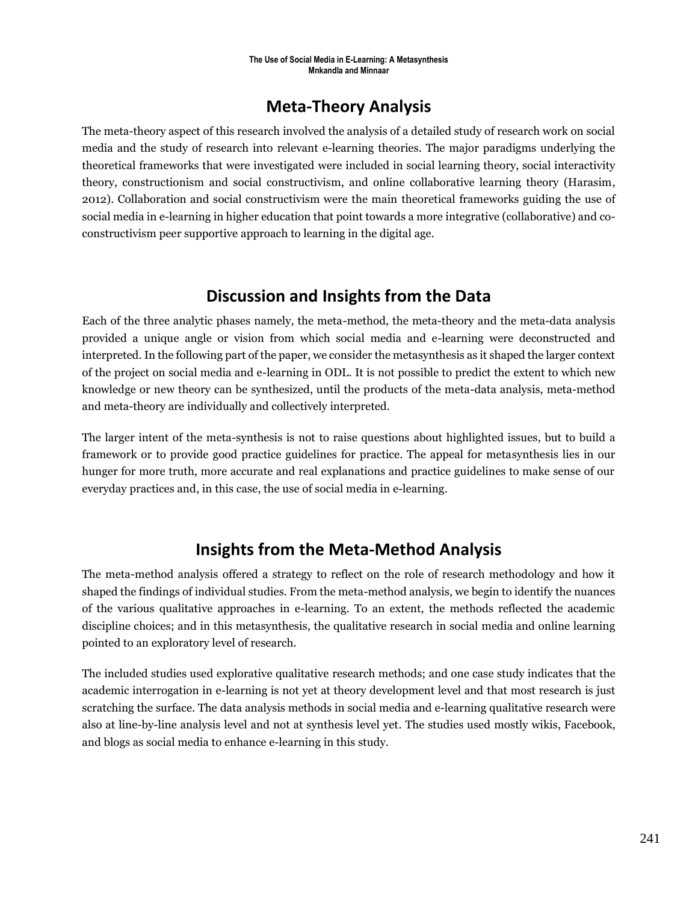## Meta-Theory Analysis

The meta-theory aspect of this research involved the analysis of a detailed study of research work on social media and the study of research into relevant e-learning theories. The major paradigms underlying the theoretical frameworks that were investigated were included in social learning theory, social interactivity theory, constructionism and social constructivism, and online collaborative learning theory (Harasim, 2012). Collaboration and social constructivism were the main theoretical frameworks guiding the use of social media in e-learning in higher education that point towards a more integrative (collaborative) and co-constructivism peer supportive approach to learning in the digital age.

## Discussion and Insights from the Data

Each of the three analytic phases namely, the meta-method, the meta-theory and the meta-data analysis provided a unique angle or vision from which social media and e-learning were deconstructed and interpreted. In the following part of the paper, we consider the metasynthesis as it shaped the larger context of the project on social media and e-learning in ODL. It is not possible to predict the extent to which new knowledge or new theory can be synthesized, until the products of the meta-data analysis, meta-method and meta-theory are individually and collectively interpreted.

The larger intent of the meta-synthesis is not to raise questions about highlighted issues, but to build a framework or to provide good practice guidelines for practice. The appeal for metasynthesis lies in our hunger for more truth, more accurate and real explanations and practice guidelines to make sense of our everyday practices and, in this case, the use of social media in e-learning.

## Insights from the Meta-Method Analysis

The meta-method analysis offered a strategy to reflect on the role of research methodology and how it shaped the findings of individual studies. From the meta-method analysis, we begin to identify the nuances of the various qualitative approaches in e-learning. To an extent, the methods reflected the academic discipline choices; and in this metasynthesis, the qualitative research in social media and online learning pointed to an exploratory level of research.

The included studies used explorative qualitative research methods; and one case study indicates that the academic interrogation in e-learning is not yet at theory development level and that most research is just scratching the surface. The data analysis methods in social media and e-learning qualitative research were also at line-by-line analysis level and not at synthesis level yet. The studies used mostly wikis, Facebook, and blogs as social media to enhance e-learning in this study.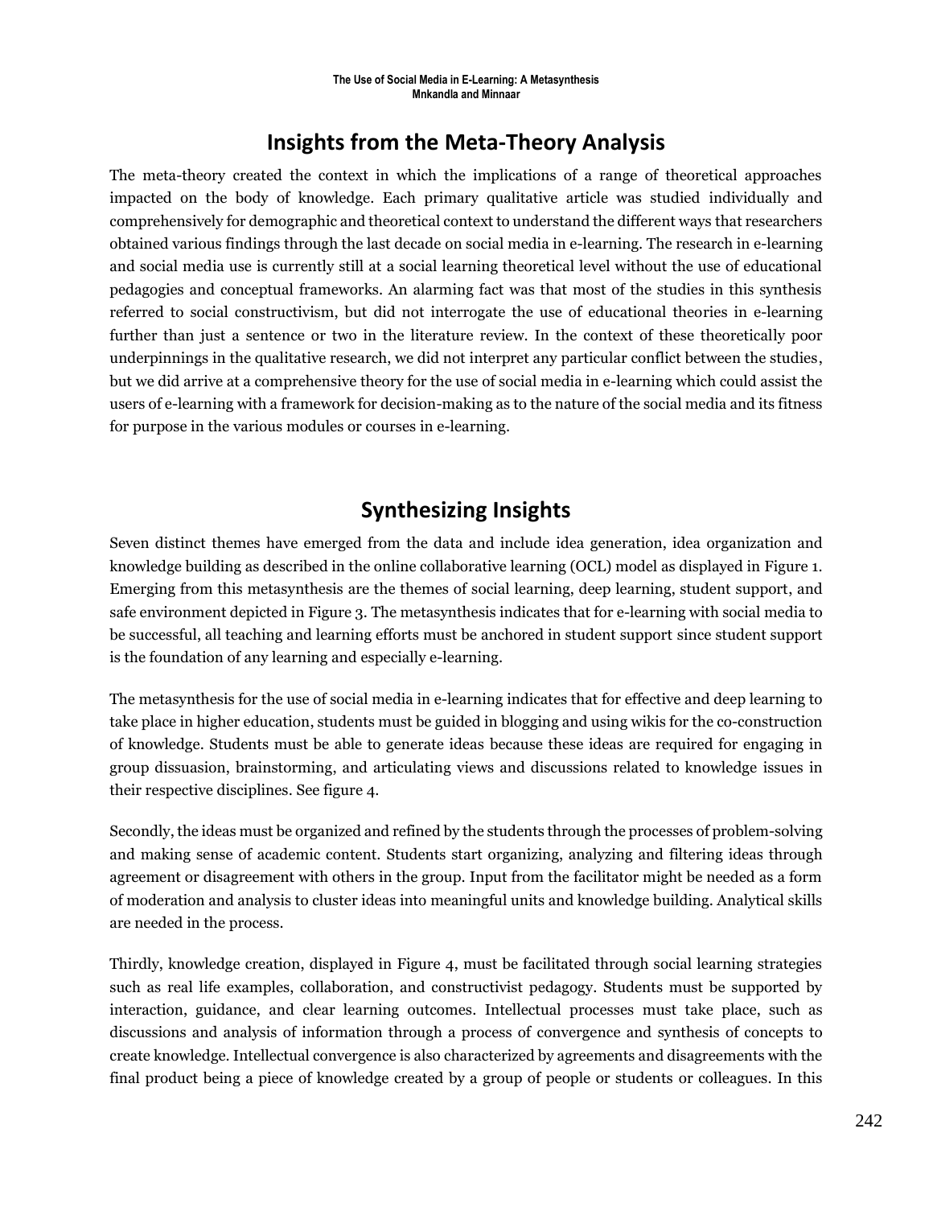## Insights from the Meta-Theory Analysis

The meta-theory created the context in which the implications of a range of theoretical approaches impacted on the body of knowledge. Each primary qualitative article was studied individually and comprehensively for demographic and theoretical context to understand the different ways that researchers obtained various findings through the last decade on social media in e-learning. The research in e-learning and social media use is currently still at a social learning theoretical level without the use of educational pedagogies and conceptual frameworks. An alarming fact was that most of the studies in this synthesis referred to social constructivism, but did not interrogate the use of educational theories in e-learning further than just a sentence or two in the literature review. In the context of these theoretically poor underpinnings in the qualitative research, we did not interpret any particular conflict between the studies, but we did arrive at a comprehensive theory for the use of social media in e-learning which could assist the users of e-learning with a framework for decision-making as to the nature of the social media and its fitness for purpose in the various modules or courses in e-learning.

## Synthesizing Insights

Seven distinct themes have emerged from the data and include idea generation, idea organization and knowledge building as described in the online collaborative learning (OCL) model as displayed in Figure 1. Emerging from this metasynthesis are the themes of social learning, deep learning, student support, and safe environment depicted in Figure 3. The metasynthesis indicates that for e-learning with social media to be successful, all teaching and learning efforts must be anchored in student support since student support is the foundation of any learning and especially e-learning.

The metasynthesis for the use of social media in e-learning indicates that for effective and deep learning to take place in higher education, students must be guided in blogging and using wikis for the co-construction of knowledge. Students must be able to generate ideas because these ideas are required for engaging in group dissuasion, brainstorming, and articulating views and discussions related to knowledge issues in their respective disciplines. See figure 4.

Secondly, the ideas must be organized and refined by the students through the processes of problem-solving and making sense of academic content. Students start organizing, analyzing and filtering ideas through agreement or disagreement with others in the group. Input from the facilitator might be needed as a form of moderation and analysis to cluster ideas into meaningful units and knowledge building. Analytical skills are needed in the process.

Thirdly, knowledge creation, displayed in Figure 4, must be facilitated through social learning strategies such as real life examples, collaboration, and constructivist pedagogy. Students must be supported by interaction, guidance, and clear learning outcomes. Intellectual processes must take place, such as discussions and analysis of information through a process of convergence and synthesis of concepts to create knowledge. Intellectual convergence is also characterized by agreements and disagreements with the final product being a piece of knowledge created by a group of people or students or colleagues. In this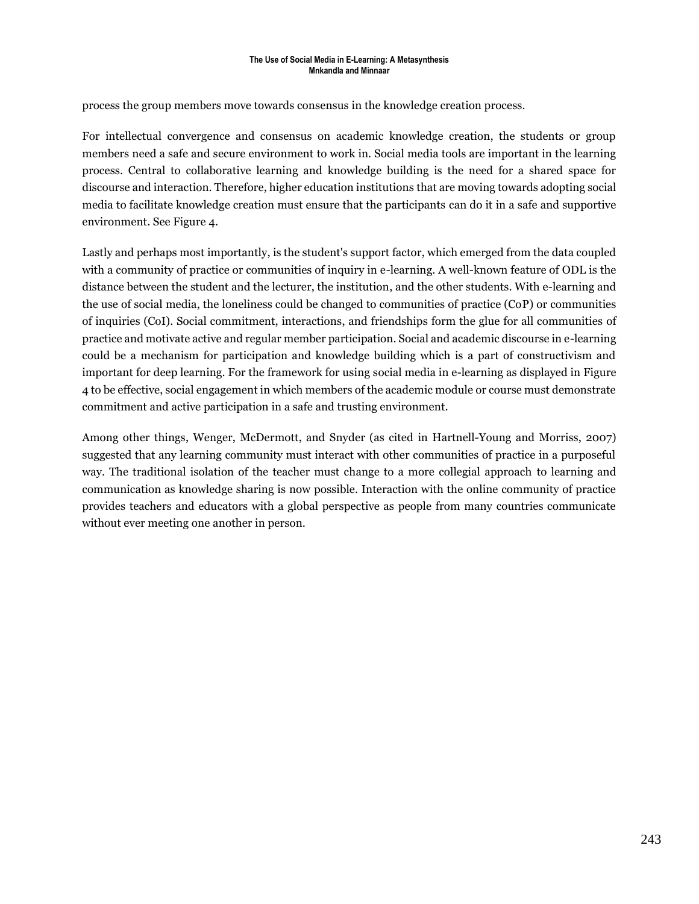process the group members move towards consensus in the knowledge creation process.

For intellectual convergence and consensus on academic knowledge creation, the students or group members need a safe and secure environment to work in. Social media tools are important in the learning process. Central to collaborative learning and knowledge building is the need for a shared space for discourse and interaction. Therefore, higher education institutions that are moving towards adopting social media to facilitate knowledge creation must ensure that the participants can do it in a safe and supportive environment. See Figure 4.

Lastly and perhaps most importantly, is the student's support factor, which emerged from the data coupled with a community of practice or communities of inquiry in e-learning. A well-known feature of ODL is the distance between the student and the lecturer, the institution, and the other students. With e-learning and the use of social media, the loneliness could be changed to communities of practice (CoP) or communities of inquiries (CoI). Social commitment, interactions, and friendships form the glue for all communities of practice and motivate active and regular member participation. Social and academic discourse in e-learning could be a mechanism for participation and knowledge building which is a part of constructivism and important for deep learning. For the framework for using social media in e-learning as displayed in Figure 4 to be effective, social engagement in which members of the academic module or course must demonstrate commitment and active participation in a safe and trusting environment.

Among other things, Wenger, McDermott, and Snyder (as cited in Hartnell-Young and Morriss, 2007) suggested that any learning community must interact with other communities of practice in a purposeful way. The traditional isolation of the teacher must change to a more collegial approach to learning and communication as knowledge sharing is now possible. Interaction with the online community of practice provides teachers and educators with a global perspective as people from many countries communicate without ever meeting one another in person.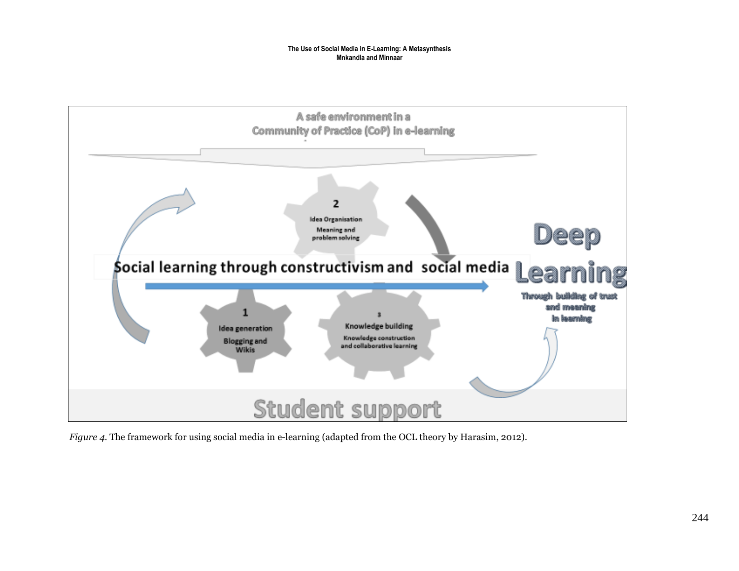A safe environment in a Community of Practice (CoP) in e-learning

2
Idea Organisation
Meaning and problem solving

Social learning through constructivism and social media

1
Idea generation
Blogging and Wikis

3
Knowledge building
Knowledge construction and collaborative learning

Deep Learning
Through building of trust and meaning in learning

Student support

*Figure 4*. The framework for using social media in e-learning (adapted from the OCL theory by Harasim, 2012).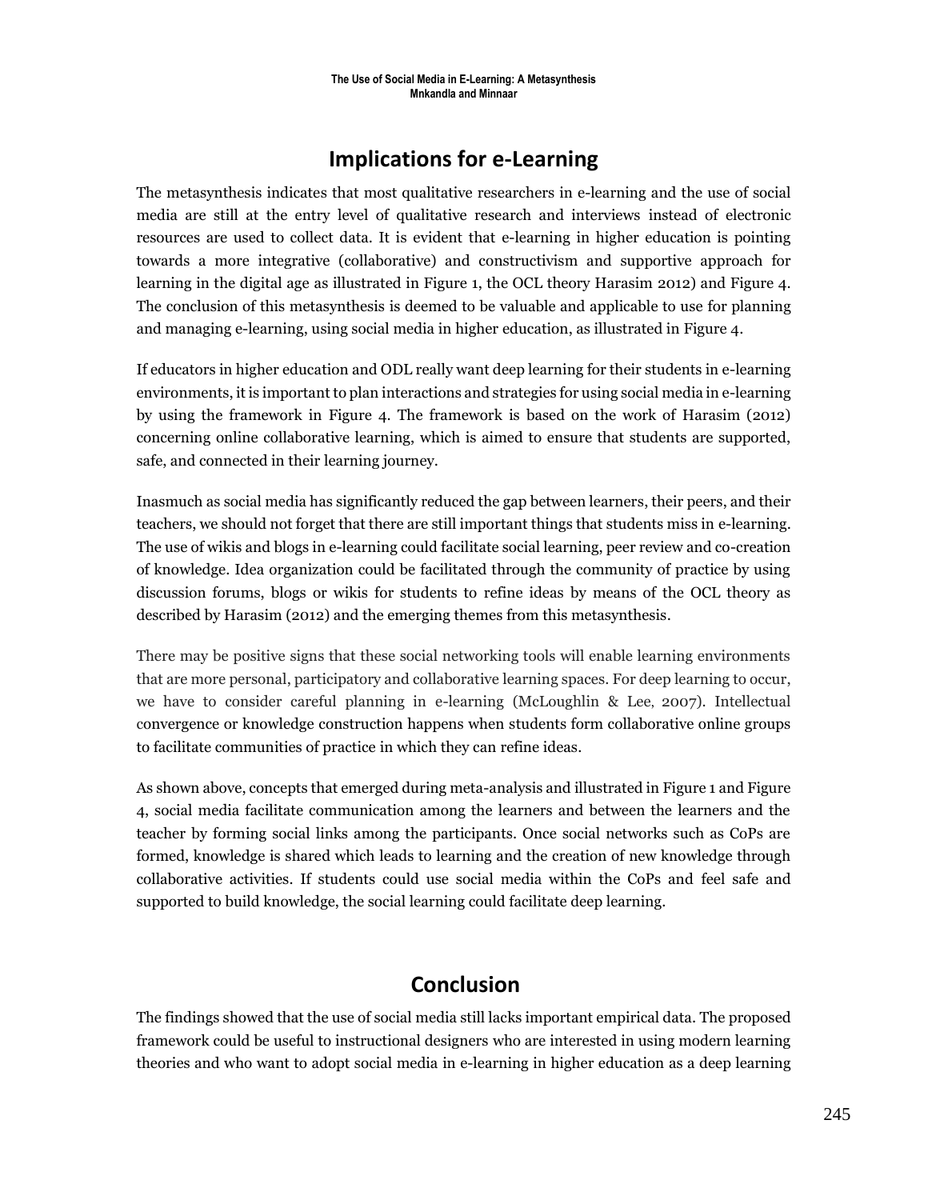## Implications for e-Learning

The metasynthesis indicates that most qualitative researchers in e-learning and the use of social media are still at the entry level of qualitative research and interviews instead of electronic resources are used to collect data. It is evident that e-learning in higher education is pointing towards a more integrative (collaborative) and constructivism and supportive approach for learning in the digital age as illustrated in Figure 1, the OCL theory Harasim 2012) and Figure 4. The conclusion of this metasynthesis is deemed to be valuable and applicable to use for planning and managing e-learning, using social media in higher education, as illustrated in Figure 4.

If educators in higher education and ODL really want deep learning for their students in e-learning environments, it is important to plan interactions and strategies for using social media in e-learning by using the framework in Figure 4. The framework is based on the work of Harasim (2012) concerning online collaborative learning, which is aimed to ensure that students are supported, safe, and connected in their learning journey.

Inasmuch as social media has significantly reduced the gap between learners, their peers, and their teachers, we should not forget that there are still important things that students miss in e-learning. The use of wikis and blogs in e-learning could facilitate social learning, peer review and co-creation of knowledge. Idea organization could be facilitated through the community of practice by using discussion forums, blogs or wikis for students to refine ideas by means of the OCL theory as described by Harasim (2012) and the emerging themes from this metasynthesis.

There may be positive signs that these social networking tools will enable learning environments that are more personal, participatory and collaborative learning spaces. For deep learning to occur, we have to consider careful planning in e-learning (McLoughlin & Lee, 2007). Intellectual convergence or knowledge construction happens when students form collaborative online groups to facilitate communities of practice in which they can refine ideas.

As shown above, concepts that emerged during meta-analysis and illustrated in Figure 1 and Figure 4, social media facilitate communication among the learners and between the learners and the teacher by forming social links among the participants. Once social networks such as CoPs are formed, knowledge is shared which leads to learning and the creation of new knowledge through collaborative activities. If students could use social media within the CoPs and feel safe and supported to build knowledge, the social learning could facilitate deep learning.

## Conclusion

The findings showed that the use of social media still lacks important empirical data. The proposed framework could be useful to instructional designers who are interested in using modern learning theories and who want to adopt social media in e-learning in higher education as a deep learning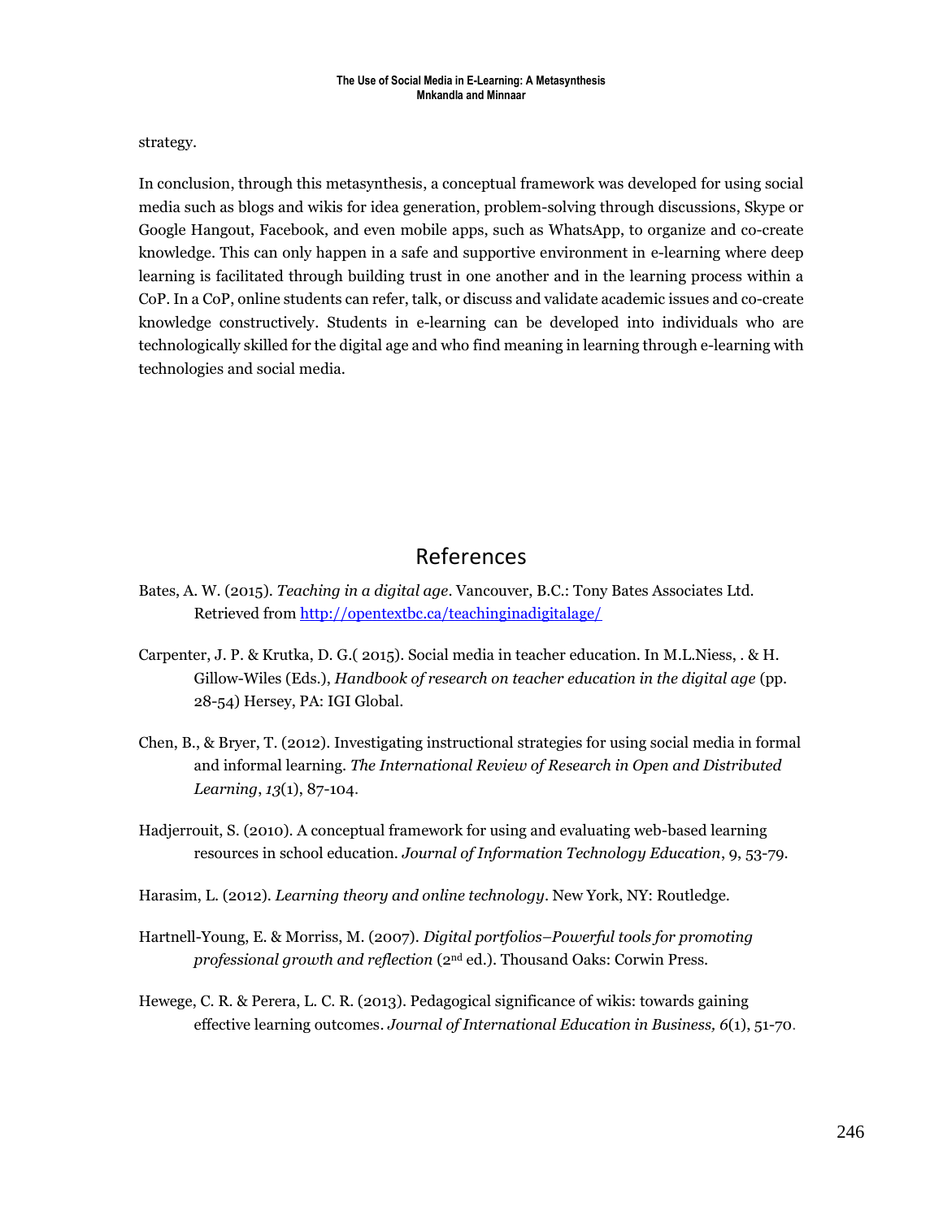strategy.

In conclusion, through this metasynthesis, a conceptual framework was developed for using social media such as blogs and wikis for idea generation, problem-solving through discussions, Skype or Google Hangout, Facebook, and even mobile apps, such as WhatsApp, to organize and co-create knowledge. This can only happen in a safe and supportive environment in e-learning where deep learning is facilitated through building trust in one another and in the learning process within a CoP. In a CoP, online students can refer, talk, or discuss and validate academic issues and co-create knowledge constructively. Students in e-learning can be developed into individuals who are technologically skilled for the digital age and who find meaning in learning through e-learning with technologies and social media.

## References

Bates, A. W. (2015). *Teaching in a digital age*. Vancouver, B.C.: Tony Bates Associates Ltd. Retrieved from http://opentextbc.ca/teachinginadigitalage/

Carpenter, J. P. & Krutka, D. G.( 2015). Social media in teacher education. In M.L.Niess, . & H. Gillow-Wiles (Eds.), *Handbook of research on teacher education in the digital age* (pp. 28-54) Hersey, PA: IGI Global.

Chen, B., & Bryer, T. (2012). Investigating instructional strategies for using social media in formal and informal learning. *The International Review of Research in Open and Distributed Learning*, *13*(1), 87-104.

Hadjerrouit, S. (2010). A conceptual framework for using and evaluating web-based learning resources in school education. *Journal of Information Technology Education*, 9, 53-79.

Harasim, L. (2012). *Learning theory and online technology*. New York, NY: Routledge.

Hartnell-Young, E. & Morriss, M. (2007). *Digital portfolios–Powerful tools for promoting professional growth and reflection* (2nd ed.). Thousand Oaks: Corwin Press.

Hewege, C. R. & Perera, L. C. R. (2013). Pedagogical significance of wikis: towards gaining effective learning outcomes. *Journal of International Education in Business, 6*(1), 51-70.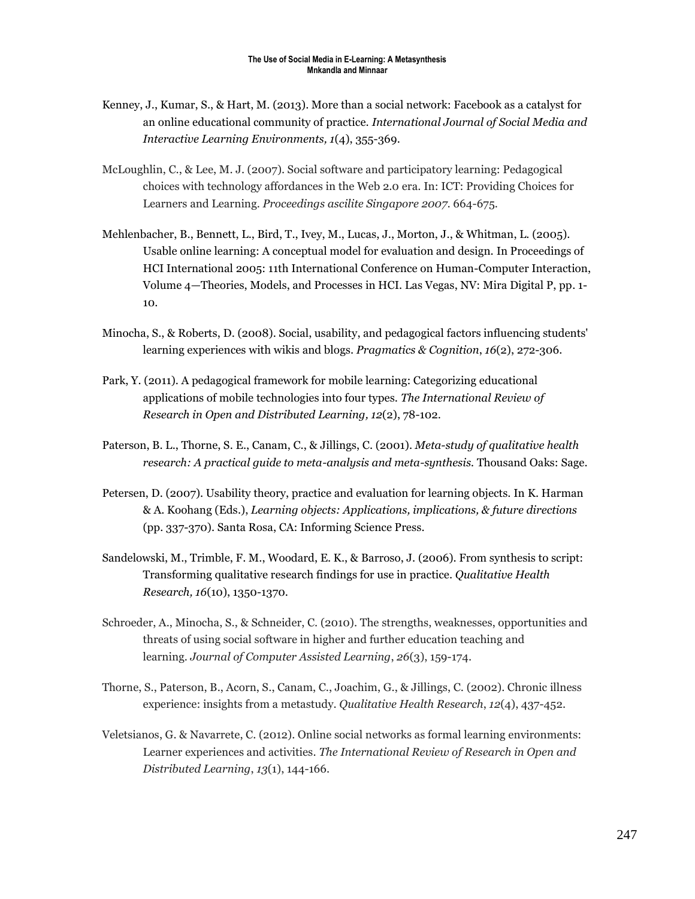Kenney, J., Kumar, S., & Hart, M. (2013). More than a social network: Facebook as a catalyst for an online educational community of practice. *International Journal of Social Media and Interactive Learning Environments, 1*(4), 355-369.

McLoughlin, C., & Lee, M. J. (2007). Social software and participatory learning: Pedagogical choices with technology affordances in the Web 2.0 era. In: ICT: Providing Choices for Learners and Learning. *Proceedings ascilite Singapore 2007*. 664-675.

Mehlenbacher, B., Bennett, L., Bird, T., Ivey, M., Lucas, J., Morton, J., & Whitman, L. (2005). Usable online learning: A conceptual model for evaluation and design. In Proceedings of HCI International 2005: 11th International Conference on Human-Computer Interaction, Volume 4—Theories, Models, and Processes in HCI. Las Vegas, NV: Mira Digital P, pp. 1-10.

Minocha, S., & Roberts, D. (2008). Social, usability, and pedagogical factors influencing students' learning experiences with wikis and blogs. *Pragmatics & Cognition*, *16*(2), 272-306.

Park, Y. (2011). A pedagogical framework for mobile learning: Categorizing educational applications of mobile technologies into four types. *The International Review of Research in Open and Distributed Learning, 12*(2), 78-102.

Paterson, B. L., Thorne, S. E., Canam, C., & Jillings, C. (2001). *Meta-study of qualitative health research: A practical guide to meta-analysis and meta-synthesis.* Thousand Oaks: Sage.

Petersen, D. (2007). Usability theory, practice and evaluation for learning objects. In K. Harman & A. Koohang (Eds.), *Learning objects: Applications, implications, & future directions* (pp. 337-370). Santa Rosa, CA: Informing Science Press.

Sandelowski, M., Trimble, F. M., Woodard, E. K., & Barroso, J. (2006). From synthesis to script: Transforming qualitative research findings for use in practice. *Qualitative Health Research, 16*(10), 1350-1370.

Schroeder, A., Minocha, S., & Schneider, C. (2010). The strengths, weaknesses, opportunities and threats of using social software in higher and further education teaching and learning. *Journal of Computer Assisted Learning*, *26*(3), 159-174.

Thorne, S., Paterson, B., Acorn, S., Canam, C., Joachim, G., & Jillings, C. (2002). Chronic illness experience: insights from a metastudy. *Qualitative Health Research*, *12*(4), 437-452.

Veletsianos, G. & Navarrete, C. (2012). Online social networks as formal learning environments: Learner experiences and activities. *The International Review of Research in Open and Distributed Learning*, *13*(1), 144-166.